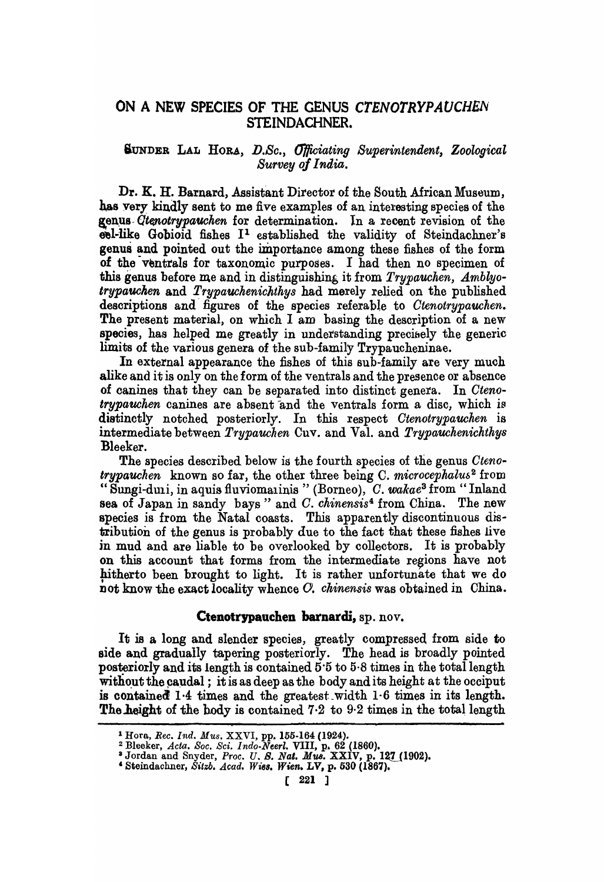# ON A NEW SPECIES OF THE GENUS *CTENOTRYPAUCHEN* STEINDACHNER.

SUNDER LAL HORA, *D.Sc., Officiating Superintendent, Zoological Survey of India.*

Dr. K. H. Barnard, Assistant Director of the South African Museum, has very kindly sent to me five examples of an interesting species of the genus *Ctenotrypauchen* for determination. In a recent revision of the eel-like Gobioid fishes I[1] established the validity of Steindachner's genus and pointed out the importance among these fishes of the form of the ventrals for taxonomic purposes. I had then no specimen of this genus before me and in distinguishing it from *Trypauchen*, *Amblyotrypauchen* and *Trypauchenichthys* had merely relied on the published descriptions and figures of the species referable to *Ctenotrypauchen*. The present material, on which I am basing the description of a new species, has helped me greatly in understanding precisely the generic limits of the various genera of the sub-family Trypaucheninae.

In external appearance the fishes of this sub-family are very much alike and it is only on the form of the ventrals and the presence or absence of canines that they can be separated into distinct genera. In *Ctenotrypauchen* canines are absent and the ventrals form a disc, which is distinctly notched posteriorly. In this respect *Ctenotrypauchen* is intermediate between *Trypauchen* Cuv. and Val. and *Trypauchenichthys* Bleeker.

The species described below is the fourth species of the genus *Ctenotrypauchen* known so far, the other three being *C. microcephalus*[2] from "Sungi-duri, in aquis fluviomarinis" (Borneo), *C. wakae*[3] from "Inland sea of Japan in sandy bays" and *C. chinensis*[4] from China. The new species is from the Natal coasts. This apparently discontinuous distribution of the genus is probably due to the fact that these fishes live in mud and are liable to be overlooked by collectors. It is probably on this account that forms from the intermediate regions have not hitherto been brought to light. It is rather unfortunate that we do not know the exact locality whence *C. chinensis* was obtained in China.

## Ctenotrypauchen barnardi, sp. nov.

It is a long and slender species, greatly compressed from side to side and gradually tapering posteriorly. The head is broadly pointed posteriorly and its length is contained 5·5 to 5·8 times in the total length without the caudal; it is as deep as the body and its height at the occiput is contained 1·4 times and the greatest width 1·6 times in its length. The height of the body is contained 7·2 to 9·2 times in the total length

---

[1] Hora, *Rec. Ind. Mus.* XXVI, pp. 155-164 (1924).

[2] Bleeker, *Acta. Soc. Sci. Indo-Neerl.* VIII, p. 62 (1860).

[3] Jordan and Snyder, *Proc. U. S. Nat. Mus.* XXIV, p. 127 (1902).

[4] Steindachner, *Sitzb. Acad. Wiss. Wien.* LV, p. 530 (1867).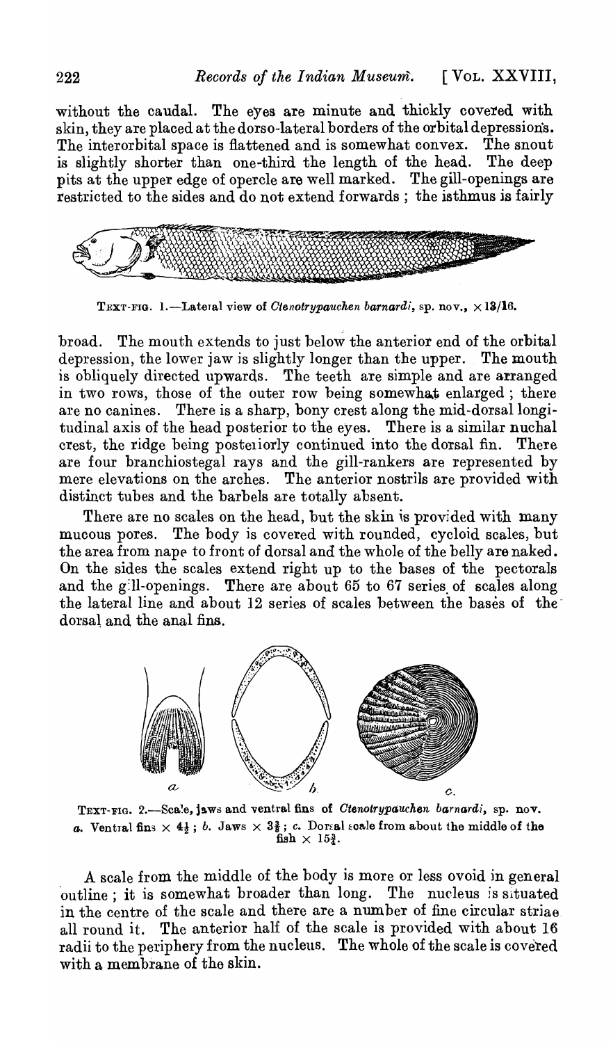without the caudal. The eyes are minute and thickly covered with skin, they are placed at the dorso-lateral borders of the orbital depressions. The interorbital space is flattened and is somewhat convex. The snout is slightly shorter than one-third the length of the head. The deep pits at the upper edge of opercle are well marked. The gill-openings are restricted to the sides and do not extend forwards; the isthmus is fairly

TEXT-FIG. 1.—Lateral view of *Ctenotrypauchen barnardi*, sp. nov., × 13/16.

broad. The mouth extends to just below the anterior end of the orbital depression, the lower jaw is slightly longer than the upper. The mouth is obliquely directed upwards. The teeth are simple and are arranged in two rows, those of the outer row being somewhat enlarged; there are no canines. There is a sharp, bony crest along the mid-dorsal longitudinal axis of the head posterior to the eyes. There is a similar nuchal crest, the ridge being posteriorly continued into the dorsal fin. There are four branchiostegal rays and the gill-rankers are represented by mere elevations on the arches. The anterior nostrils are provided with distinct tubes and the barbels are totally absent.

There are no scales on the head, but the skin is provided with many mucous pores. The body is covered with rounded, cycloid scales, but the area from nape to front of dorsal and the whole of the belly are naked. On the sides the scales extend right up to the bases of the pectorals and the gill-openings. There are about 65 to 67 series of scales along the lateral line and about 12 series of scales between the bases of the dorsal and the anal fins.

TEXT-FIG. 2.—Scale, jaws and ventral fins of *Ctenotrypauchen barnardi*, sp. nov. *a.* Ventral fins × 4½; *b.* Jaws × 3⅜; *c.* Dorsal scale from about the middle of the fish × 15¾.

A scale from the middle of the body is more or less ovoid in general outline; it is somewhat broader than long. The nucleus is situated in the centre of the scale and there are a number of fine circular striae all round it. The anterior half of the scale is provided with about 16 radii to the periphery from the nucleus. The whole of the scale is covered with a membrane of the skin.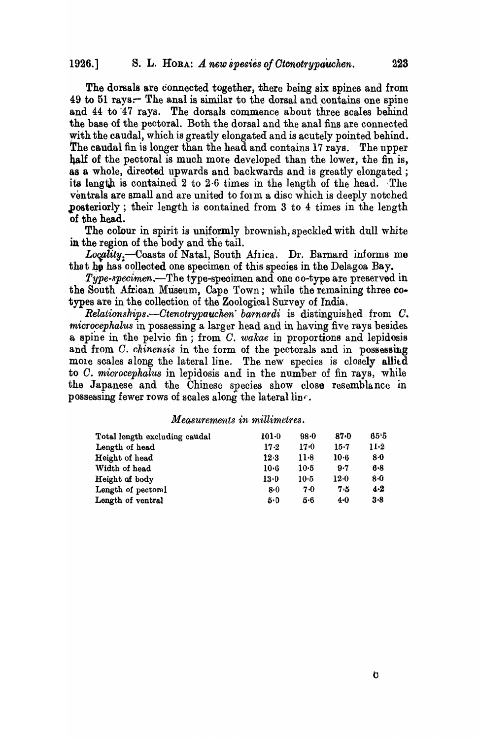The dorsals are connected together, there being six spines and from 49 to 51 rays.— The anal is similar to the dorsal and contains one spine and 44 to 47 rays. The dorsals commence about three scales behind the base of the pectoral. Both the dorsal and the anal fins are connected with the caudal, which is greatly elongated and is acutely pointed behind. The caudal fin is longer than the head and contains 17 rays. The upper half of the pectoral is much more developed than the lower, the fin is, as a whole, directed upwards and backwards and is greatly elongated; its length is contained 2 to 2·6 times in the length of the head. The ventrals are small and are united to form a disc which is deeply notched posteriorly; their length is contained from 3 to 4 times in the length of the head.

The colour in spirit is uniformly brownish, speckled with dull white in the region of the body and the tail.

*Locality*.—Coasts of Natal, South Africa. Dr. Barnard informs me that he has collected one specimen of this species in the Delagoa Bay.

*Type-specimen*.—The type-specimen and one co-type are preserved in the South African Museum, Cape Town; while the remaining three co-types are in the collection of the Zoological Survey of India.

*Relationships*.—*Ctenotrypauchen barnardi* is distinguished from *C. microcephalus* in possessing a larger head and in having five rays besides a spine in the pelvic fin; from *C. wakae* in proportions and lepidosis and from *C. chinensis* in the form of the pectorals and in possessing more scales along the lateral line. The new species is closely allied to *C. microcephalus* in lepidosis and in the number of fin rays, while the Japanese and the Chinese species show close resemblance in possessing fewer rows of scales along the lateral line.

*Measurements in millimetres.*

| | | | | |
|---|---|---|---|---|
| Total length excluding caudal | 101·0 | 98·0 | 87·0 | 65·5 |
| Length of head | 17·2 | 17·0 | 15·7 | 11·2 |
| Height of head | 12·3 | 11·8 | 10·6 | 8·0 |
| Width of head | 10·6 | 10·5 | 9·7 | 6·8 |
| Height of body | 13·0 | 10·5 | 12·0 | 8·0 |
| Length of pectoral | 8·0 | 7·0 | 7·5 | 4·2 |
| Length of ventral | 5·0 | 5·6 | 4·0 | 3·8 |